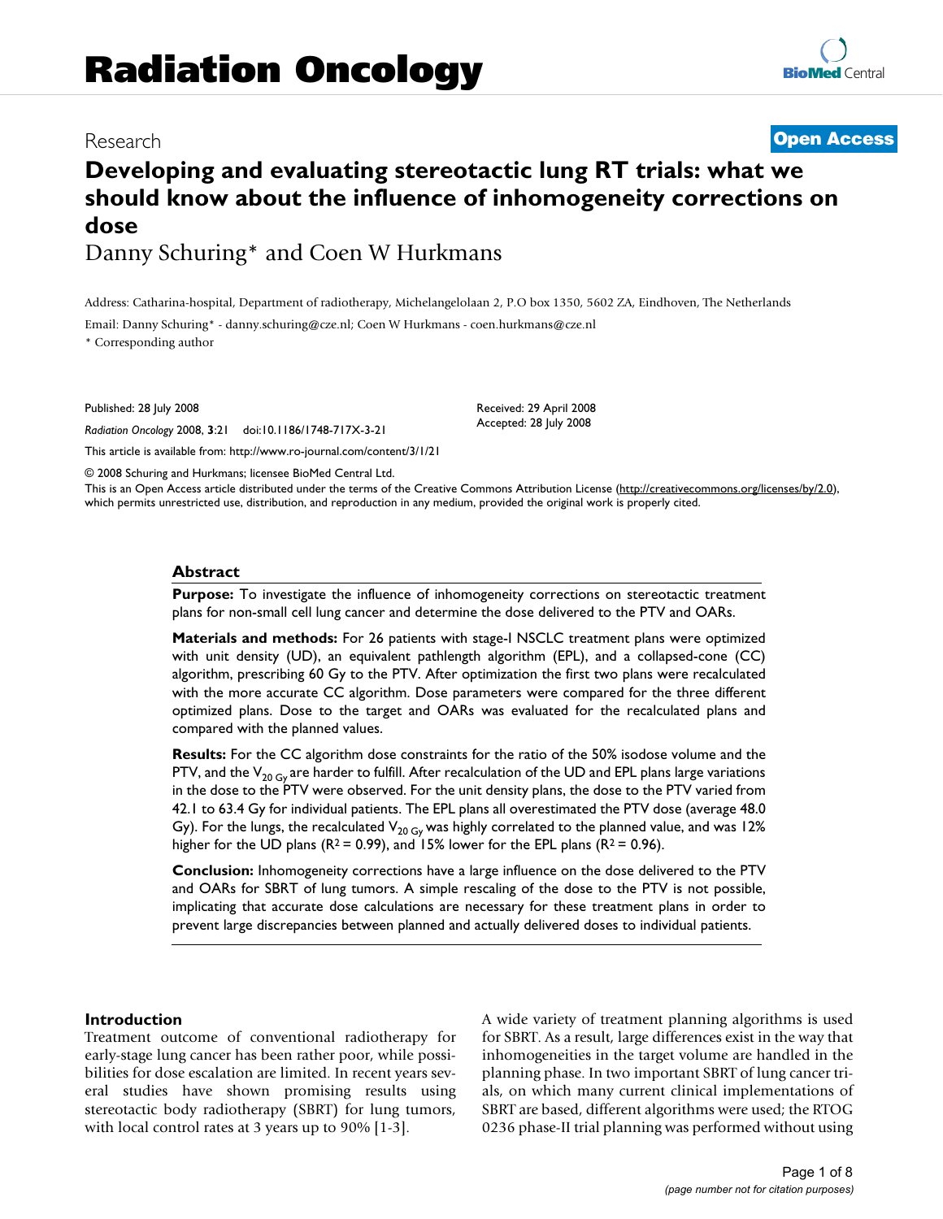# Radiation Oncology

Research **Open Access**

# Developing and evaluating stereotactic lung RT trials: what we should know about the influence of inhomogeneity corrections on dose

Danny Schuring* and Coen W Hurkmans

Address: Catharina-hospital, Department of radiotherapy, Michelangelolaan 2, P.O box 1350, 5602 ZA, Eindhoven, The Netherlands

Email: Danny Schuring* - danny.schuring@cze.nl; Coen W Hurkmans - coen.hurkmans@cze.nl

* Corresponding author

Published: 28 July 2008

*Radiation Oncology* 2008, **3**:21 doi:10.1186/1748-717X-3-21

Received: 29 April 2008
Accepted: 28 July 2008

This article is available from: http://www.ro-journal.com/content/3/1/21

© 2008 Schuring and Hurkmans; licensee BioMed Central Ltd.

This is an Open Access article distributed under the terms of the Creative Commons Attribution License (http://creativecommons.org/licenses/by/2.0), which permits unrestricted use, distribution, and reproduction in any medium, provided the original work is properly cited.

## Abstract

**Purpose:** To investigate the influence of inhomogeneity corrections on stereotactic treatment plans for non-small cell lung cancer and determine the dose delivered to the PTV and OARs.

**Materials and methods:** For 26 patients with stage-I NSCLC treatment plans were optimized with unit density (UD), an equivalent pathlength algorithm (EPL), and a collapsed-cone (CC) algorithm, prescribing 60 Gy to the PTV. After optimization the first two plans were recalculated with the more accurate CC algorithm. Dose parameters were compared for the three different optimized plans. Dose to the target and OARs was evaluated for the recalculated plans and compared with the planned values.

**Results:** For the CC algorithm dose constraints for the ratio of the 50% isodose volume and the PTV, and the $V_{20\,Gy}$ are harder to fulfill. After recalculation of the UD and EPL plans large variations in the dose to the PTV were observed. For the unit density plans, the dose to the PTV varied from 42.1 to 63.4 Gy for individual patients. The EPL plans all overestimated the PTV dose (average 48.0 Gy). For the lungs, the recalculated $V_{20\,Gy}$ was highly correlated to the planned value, and was 12% higher for the UD plans ($R^2 = 0.99$), and 15% lower for the EPL plans ($R^2 = 0.96$).

**Conclusion:** Inhomogeneity corrections have a large influence on the dose delivered to the PTV and OARs for SBRT of lung tumors. A simple rescaling of the dose to the PTV is not possible, implicating that accurate dose calculations are necessary for these treatment plans in order to prevent large discrepancies between planned and actually delivered doses to individual patients.

## Introduction

Treatment outcome of conventional radiotherapy for early-stage lung cancer has been rather poor, while possibilities for dose escalation are limited. In recent years several studies have shown promising results using stereotactic body radiotherapy (SBRT) for lung tumors, with local control rates at 3 years up to 90% [1-3].

A wide variety of treatment planning algorithms is used for SBRT. As a result, large differences exist in the way that inhomogeneities in the target volume are handled in the planning phase. In two important SBRT of lung cancer trials, on which many current clinical implementations of SBRT are based, different algorithms were used; the RTOG 0236 phase-II trial planning was performed without using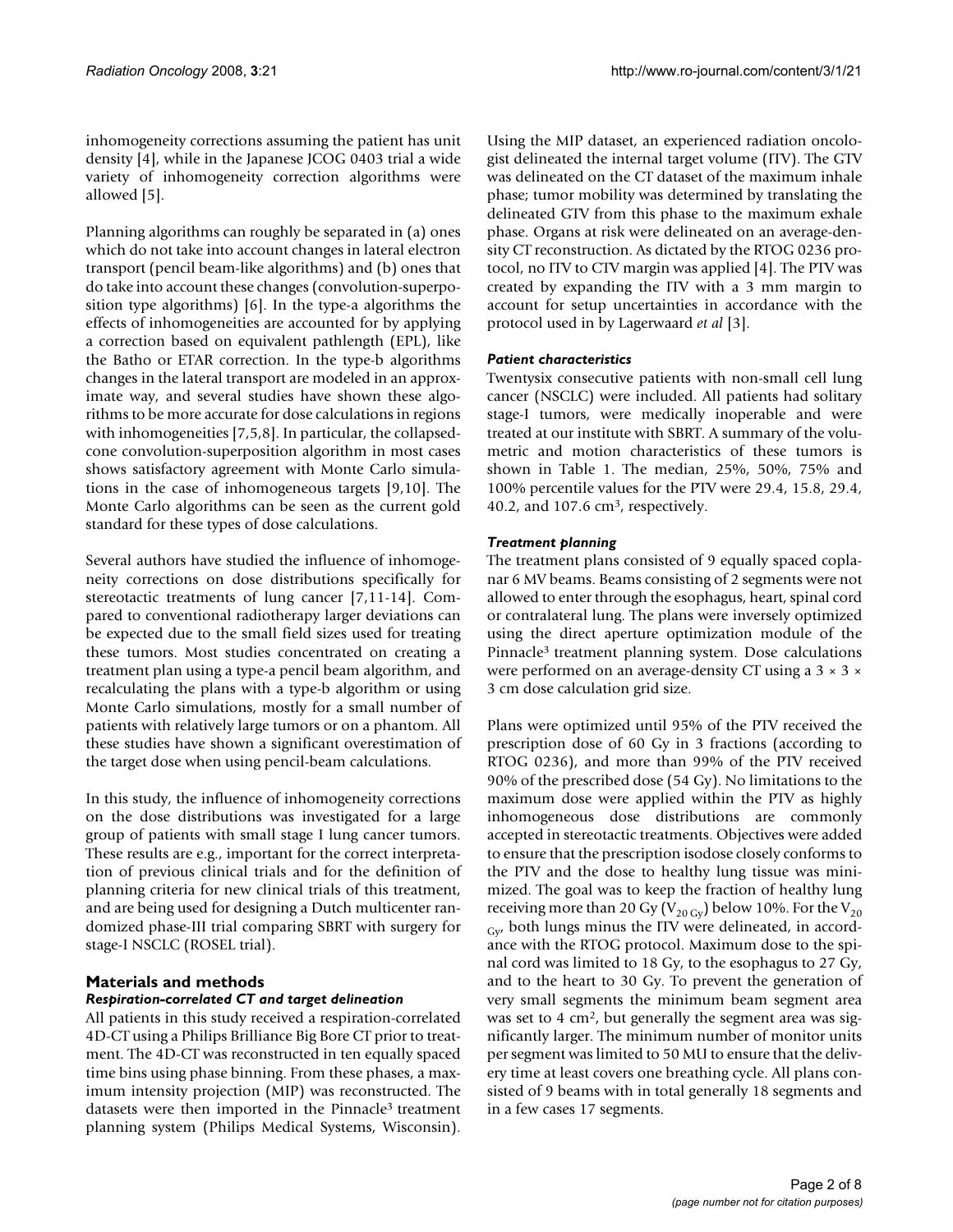inhomogeneity corrections assuming the patient has unit density [4], while in the Japanese JCOG 0403 trial a wide variety of inhomogeneity correction algorithms were allowed [5].

Planning algorithms can roughly be separated in (a) ones which do not take into account changes in lateral electron transport (pencil beam-like algorithms) and (b) ones that do take into account these changes (convolution-superposition type algorithms) [6]. In the type-a algorithms the effects of inhomogeneities are accounted for by applying a correction based on equivalent pathlength (EPL), like the Batho or ETAR correction. In the type-b algorithms changes in the lateral transport are modeled in an approximate way, and several studies have shown these algorithms to be more accurate for dose calculations in regions with inhomogeneities [7,5,8]. In particular, the collapsed-cone convolution-superposition algorithm in most cases shows satisfactory agreement with Monte Carlo simulations in the case of inhomogeneous targets [9,10]. The Monte Carlo algorithms can be seen as the current gold standard for these types of dose calculations.

Several authors have studied the influence of inhomogeneity corrections on dose distributions specifically for stereotactic treatments of lung cancer [7,11-14]. Compared to conventional radiotherapy larger deviations can be expected due to the small field sizes used for treating these tumors. Most studies concentrated on creating a treatment plan using a type-a pencil beam algorithm, and recalculating the plans with a type-b algorithm or using Monte Carlo simulations, mostly for a small number of patients with relatively large tumors or on a phantom. All these studies have shown a significant overestimation of the target dose when using pencil-beam calculations.

In this study, the influence of inhomogeneity corrections on the dose distributions was investigated for a large group of patients with small stage I lung cancer tumors. These results are e.g., important for the correct interpretation of previous clinical trials and for the definition of planning criteria for new clinical trials of this treatment, and are being used for designing a Dutch multicenter randomized phase-III trial comparing SBRT with surgery for stage-I NSCLC (ROSEL trial).

## Materials and methods

### *Respiration-correlated CT and target delineation*

All patients in this study received a respiration-correlated 4D-CT using a Philips Brilliance Big Bore CT prior to treatment. The 4D-CT was reconstructed in ten equally spaced time bins using phase binning. From these phases, a maximum intensity projection (MIP) was reconstructed. The datasets were then imported in the Pinnacle[3] treatment planning system (Philips Medical Systems, Wisconsin). Using the MIP dataset, an experienced radiation oncologist delineated the internal target volume (ITV). The GTV was delineated on the CT dataset of the maximum inhale phase; tumor mobility was determined by translating the delineated GTV from this phase to the maximum exhale phase. Organs at risk were delineated on an average-density CT reconstruction. As dictated by the RTOG 0236 protocol, no ITV to CTV margin was applied [4]. The PTV was created by expanding the ITV with a 3 mm margin to account for setup uncertainties in accordance with the protocol used in by Lagerwaard *et al* [3].

### *Patient characteristics*

Twentysix consecutive patients with non-small cell lung cancer (NSCLC) were included. All patients had solitary stage-I tumors, were medically inoperable and were treated at our institute with SBRT. A summary of the volumetric and motion characteristics of these tumors is shown in Table 1. The median, 25%, 50%, 75% and 100% percentile values for the PTV were 29.4, 15.8, 29.4, 40.2, and 107.6 cm$^3$, respectively.

### *Treatment planning*

The treatment plans consisted of 9 equally spaced coplanar 6 MV beams. Beams consisting of 2 segments were not allowed to enter through the esophagus, heart, spinal cord or contralateral lung. The plans were inversely optimized using the direct aperture optimization module of the Pinnacle[3] treatment planning system. Dose calculations were performed on an average-density CT using a 3 × 3 × 3 cm dose calculation grid size.

Plans were optimized until 95% of the PTV received the prescription dose of 60 Gy in 3 fractions (according to RTOG 0236), and more than 99% of the PTV received 90% of the prescribed dose (54 Gy). No limitations to the maximum dose were applied within the PTV as highly inhomogeneous dose distributions are commonly accepted in stereotactic treatments. Objectives were added to ensure that the prescription isodose closely conforms to the PTV and the dose to healthy lung tissue was minimized. The goal was to keep the fraction of healthy lung receiving more than 20 Gy ($V_{20\,Gy}$) below 10%. For the $V_{20\,Gy}$, both lungs minus the ITV were delineated, in accordance with the RTOG protocol. Maximum dose to the spinal cord was limited to 18 Gy, to the esophagus to 27 Gy, and to the heart to 30 Gy. To prevent the generation of very small segments the minimum beam segment area was set to 4 cm$^2$, but generally the segment area was significantly larger. The minimum number of monitor units per segment was limited to 50 MU to ensure that the delivery time at least covers one breathing cycle. All plans consisted of 9 beams with in total generally 18 segments and in a few cases 17 segments.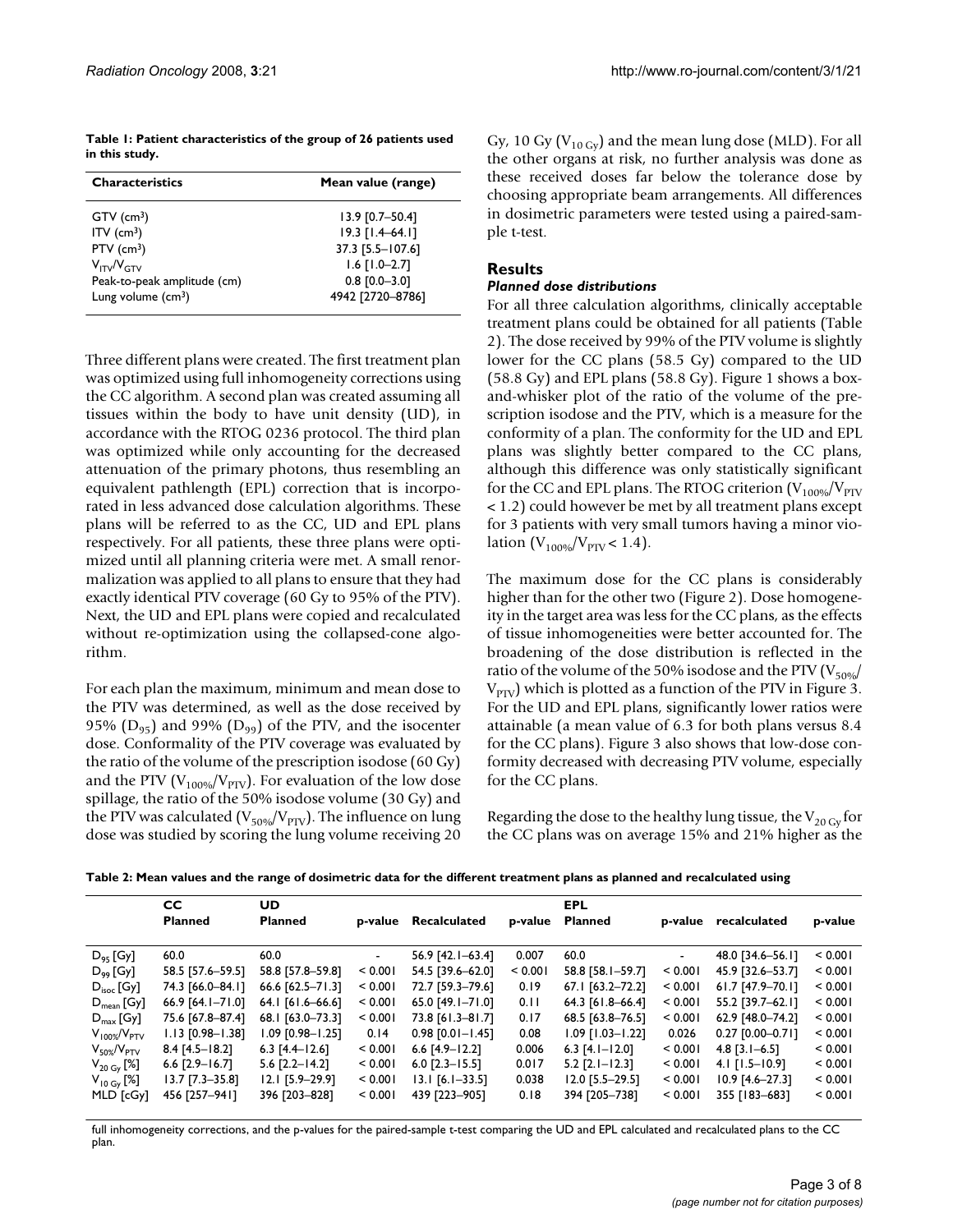**Table 1: Patient characteristics of the group of 26 patients used in this study.**

| Characteristics | Mean value (range) |
| --- | --- |
| GTV ($cm^3$) | 13.9 [0.7–50.4] |
| ITV ($cm^3$) | 19.3 [1.4–64.1] |
| PTV ($cm^3$) | 37.3 [5.5–107.6] |
| $V_{ITV}/V_{GTV}$ | 1.6 [1.0–2.7] |
| Peak-to-peak amplitude (cm) | 0.8 [0.0–3.0] |
| Lung volume ($cm^3$) | 4942 [2720–8786] |

Three different plans were created. The first treatment plan was optimized using full inhomogeneity corrections using the CC algorithm. A second plan was created assuming all tissues within the body to have unit density (UD), in accordance with the RTOG 0236 protocol. The third plan was optimized while only accounting for the decreased attenuation of the primary photons, thus resembling an equivalent pathlength (EPL) correction that is incorporated in less advanced dose calculation algorithms. These plans will be referred to as the CC, UD and EPL plans respectively. For all patients, these three plans were optimized until all planning criteria were met. A small renormalization was applied to all plans to ensure that they had exactly identical PTV coverage (60 Gy to 95% of the PTV). Next, the UD and EPL plans were copied and recalculated without re-optimization using the collapsed-cone algorithm.

For each plan the maximum, minimum and mean dose to the PTV was determined, as well as the dose received by 95% ($D_{95}$) and 99% ($D_{99}$) of the PTV, and the isocenter dose. Conformality of the PTV coverage was evaluated by the ratio of the volume of the prescription isodose (60 Gy) and the PTV ($V_{100\%}/V_{PTV}$). For evaluation of the low dose spillage, the ratio of the 50% isodose volume (30 Gy) and the PTV was calculated ($V_{50\%}/V_{PTV}$). The influence on lung dose was studied by scoring the lung volume receiving 20 Gy, 10 Gy ($V_{10\ Gy}$) and the mean lung dose (MLD). For all the other organs at risk, no further analysis was done as these received doses far below the tolerance dose by choosing appropriate beam arrangements. All differences in dosimetric parameters were tested using a paired-sample t-test.

## Results

### *Planned dose distributions*

For all three calculation algorithms, clinically acceptable treatment plans could be obtained for all patients (Table 2). The dose received by 99% of the PTV volume is slightly lower for the CC plans (58.5 Gy) compared to the UD (58.8 Gy) and EPL plans (58.8 Gy). Figure 1 shows a box-and-whisker plot of the ratio of the volume of the prescription isodose and the PTV, which is a measure for the conformity of a plan. The conformity for the UD and EPL plans was slightly better compared to the CC plans, although this difference was only statistically significant for the CC and EPL plans. The RTOG criterion ($V_{100\%}/V_{PTV} < 1.2$) could however be met by all treatment plans except for 3 patients with very small tumors having a minor violation ($V_{100\%}/V_{PTV} < 1.4$).

The maximum dose for the CC plans is considerably higher than for the other two (Figure 2). Dose homogeneity in the target area was less for the CC plans, as the effects of tissue inhomogeneities were better accounted for. The broadening of the dose distribution is reflected in the ratio of the volume of the 50% isodose and the PTV ($V_{50\%}/V_{PTV}$) which is plotted as a function of the PTV in Figure 3. For the UD and EPL plans, significantly lower ratios were attainable (a mean value of 6.3 for both plans versus 8.4 for the CC plans). Figure 3 also shows that low-dose conformity decreased with decreasing PTV volume, especially for the CC plans.

Regarding the dose to the healthy lung tissue, the $V_{20\ Gy}$ for the CC plans was on average 15% and 21% higher as the

**Table 2: Mean values and the range of dosimetric data for the different treatment plans as planned and recalculated using full inhomogeneity corrections, and the p-values for the paired-sample t-test comparing the UD and EPL calculated and recalculated plans to the CC plan.**

| | CC | UD | | | | EPL | | | |
| --- | --- | --- | --- | --- | --- | --- | --- | --- | --- |
| | Planned | Planned | p-value | Recalculated | p-value | Planned | p-value | recalculated | p-value |
| $D_{95}$ [Gy] | 60.0 | 60.0 | - | 56.9 [42.1–63.4] | 0.007 | 60.0 | - | 48.0 [34.6–56.1] | < 0.001 |
| $D_{99}$ [Gy] | 58.5 [57.6–59.5] | 58.8 [57.8–59.8] | < 0.001 | 54.5 [39.6–62.0] | < 0.001 | 58.8 [58.1–59.7] | < 0.001 | 45.9 [32.6–53.7] | < 0.001 |
| $D_{isoc}$ [Gy] | 74.3 [66.0–84.1] | 66.6 [62.5–71.3] | < 0.001 | 72.7 [59.3–79.6] | 0.19 | 67.1 [63.2–72.2] | < 0.001 | 61.7 [47.9–70.1] | < 0.001 |
| $D_{mean}$ [Gy] | 66.9 [64.1–71.0] | 64.1 [61.6–66.6] | < 0.001 | 65.0 [49.1–71.0] | 0.11 | 64.3 [61.8–66.4] | < 0.001 | 55.2 [39.7–62.1] | < 0.001 |
| $D_{max}$ [Gy] | 75.6 [67.8–87.4] | 68.1 [63.0–73.3] | < 0.001 | 73.8 [61.3–81.7] | 0.17 | 68.5 [63.8–76.5] | < 0.001 | 62.9 [48.0–74.2] | < 0.001 |
| $V_{100\%}/V_{PTV}$ | 1.13 [0.98–1.38] | 1.09 [0.98–1.25] | 0.14 | 0.98 [0.01–1.45] | 0.08 | 1.09 [1.03–1.22] | 0.026 | 0.27 [0.00–0.71] | < 0.001 |
| $V_{50\%}/V_{PTV}$ | 8.4 [4.5–18.2] | 6.3 [4.4–12.6] | < 0.001 | 6.6 [4.9–12.2] | 0.006 | 6.3 [4.1–12.0] | < 0.001 | 4.8 [3.1–6.5] | < 0.001 |
| $V_{20\ Gy}$ [%] | 6.6 [2.9–16.7] | 5.6 [2.2–14.2] | < 0.001 | 6.0 [2.3–15.5] | 0.017 | 5.2 [2.1–12.3] | < 0.001 | 4.1 [1.5–10.9] | < 0.001 |
| $V_{10\ Gy}$ [%] | 13.7 [7.3–35.8] | 12.1 [5.9–29.9] | < 0.001 | 13.1 [6.1–33.5] | 0.038 | 12.0 [5.5–29.5] | < 0.001 | 10.9 [4.6–27.3] | < 0.001 |
| MLD [cGy] | 456 [257–941] | 396 [203–828] | < 0.001 | 439 [223–905] | 0.18 | 394 [205–738] | < 0.001 | 355 [183–683] | < 0.001 |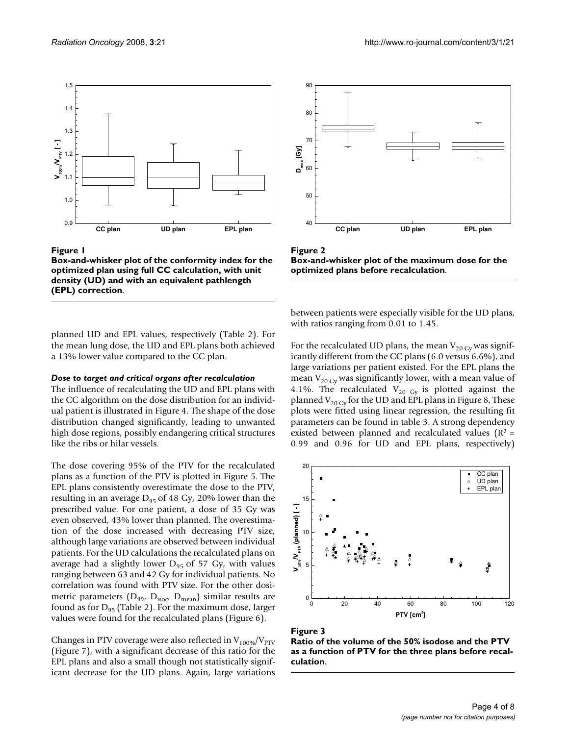**Figure 1**
**Box-and-whisker plot of the conformity index for the optimized plan using full CC calculation, with unit density (UD) and with an equivalent pathlength (EPL) correction.**

**Figure 2**
**Box-and-whisker plot of the maximum dose for the optimized plans before recalculation.**

planned UD and EPL values, respectively (Table 2). For the mean lung dose, the UD and EPL plans both achieved a 13% lower value compared to the CC plan.

#### *Dose to target and critical organs after recalculation*

The influence of recalculating the UD and EPL plans with the CC algorithm on the dose distribution for an individual patient is illustrated in Figure 4. The shape of the dose distribution changed significantly, leading to unwanted high dose regions, possibly endangering critical structures like the ribs or hilar vessels.

The dose covering 95% of the PTV for the recalculated plans as a function of the PTV is plotted in Figure 5. The EPL plans consistently overestimate the dose to the PTV, resulting in an average $D_{95}$ of 48 Gy, 20% lower than the prescribed value. For one patient, a dose of 35 Gy was even observed, 43% lower than planned. The overestimation of the dose increased with decreasing PTV size, although large variations are observed between individual patients. For the UD calculations the recalculated plans on average had a slightly lower $D_{95}$ of 57 Gy, with values ranging between 63 and 42 Gy for individual patients. No correlation was found with PTV size. For the other dosimetric parameters ($D_{99}$, $D_{isoc}$, $D_{mean}$) similar results are found as for $D_{95}$ (Table 2). For the maximum dose, larger values were found for the recalculated plans (Figure 6).

Changes in PTV coverage were also reflected in $V_{100\%}/V_{PTV}$ (Figure 7), with a significant decrease of this ratio for the EPL plans and also a small though not statistically significant decrease for the UD plans. Again, large variations between patients were especially visible for the UD plans, with ratios ranging from 0.01 to 1.45.

For the recalculated UD plans, the mean $V_{20\ Gy}$ was significantly different from the CC plans (6.0 versus 6.6%), and large variations per patient existed. For the EPL plans the mean $V_{20\ Gy}$ was significantly lower, with a mean value of 4.1%. The recalculated $V_{20\ Gy}$ is plotted against the planned $V_{20\ Gy}$ for the UD and EPL plans in Figure 8. These plots were fitted using linear regression, the resulting fit parameters can be found in table 3. A strong dependency existed between planned and recalculated values ($R^2$ = 0.99 and 0.96 for UD and EPL plans, respectively)

**Figure 3**
**Ratio of the volume of the 50% isodose and the PTV as a function of PTV for the three plans before recalculation.**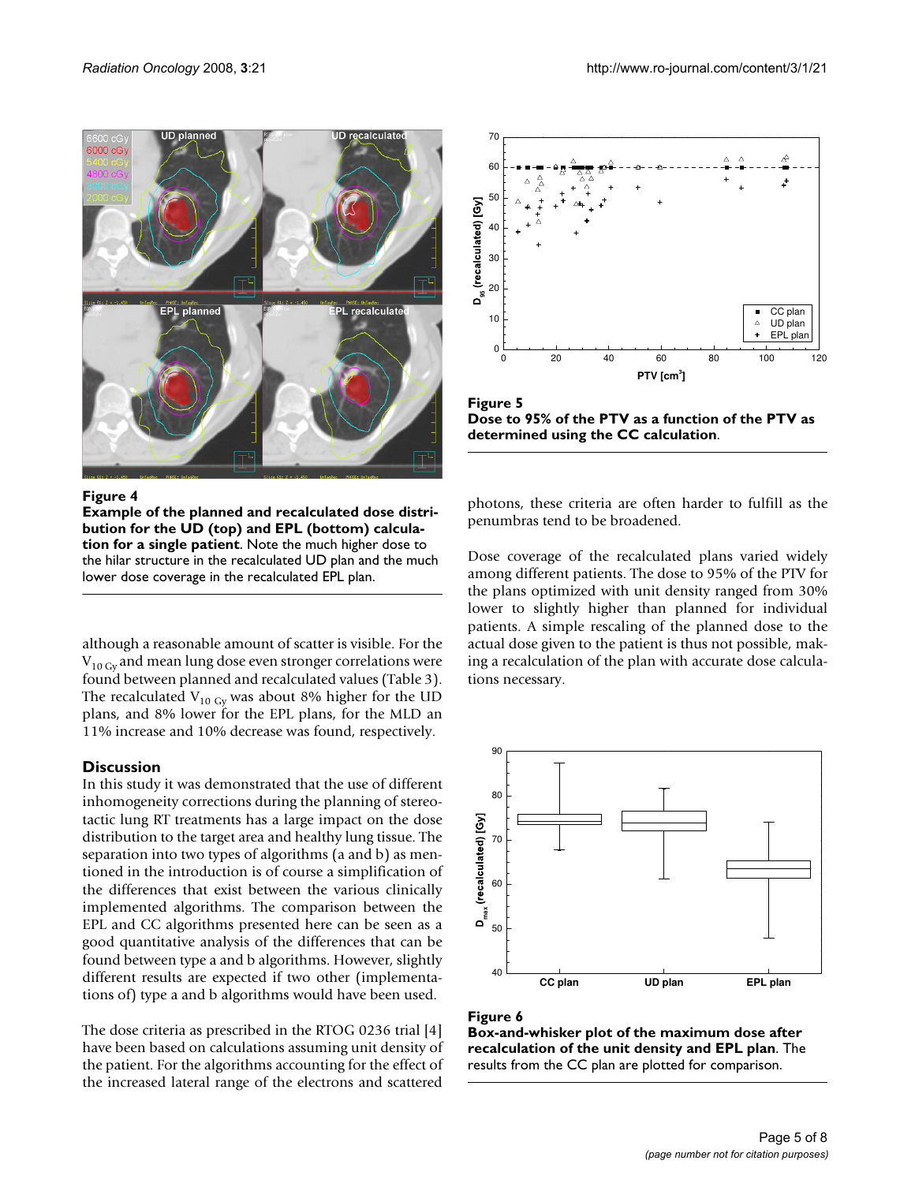**Figure 4**

**Example of the planned and recalculated dose distribution for the UD (top) and EPL (bottom) calculation for a single patient**. Note the much higher dose to the hilar structure in the recalculated UD plan and the much lower dose coverage in the recalculated EPL plan.

although a reasonable amount of scatter is visible. For the $V_{10\,Gy}$ and mean lung dose even stronger correlations were found between planned and recalculated values (Table 3). The recalculated $V_{10\,Gy}$ was about 8% higher for the UD plans, and 8% lower for the EPL plans, for the MLD an 11% increase and 10% decrease was found, respectively.

## Discussion

In this study it was demonstrated that the use of different inhomogeneity corrections during the planning of stereotactic lung RT treatments has a large impact on the dose distribution to the target area and healthy lung tissue. The separation into two types of algorithms (a and b) as mentioned in the introduction is of course a simplification of the differences that exist between the various clinically implemented algorithms. The comparison between the EPL and CC algorithms presented here can be seen as a good quantitative analysis of the differences that can be found between type a and b algorithms. However, slightly different results are expected if two other (implementations of) type a and b algorithms would have been used.

The dose criteria as prescribed in the RTOG 0236 trial [4] have been based on calculations assuming unit density of the patient. For the algorithms accounting for the effect of the increased lateral range of the electrons and scattered photons, these criteria are often harder to fulfill as the penumbras tend to be broadened.

Dose coverage of the recalculated plans varied widely among different patients. The dose to 95% of the PTV for the plans optimized with unit density ranged from 30% lower to slightly higher than planned for individual patients. A simple rescaling of the planned dose to the actual dose given to the patient is thus not possible, making a recalculation of the plan with accurate dose calculations necessary.

**Figure 5**

**Dose to 95% of the PTV as a function of the PTV as determined using the CC calculation**.

**Figure 6**

**Box-and-whisker plot of the maximum dose after recalculation of the unit density and EPL plan**. The results from the CC plan are plotted for comparison.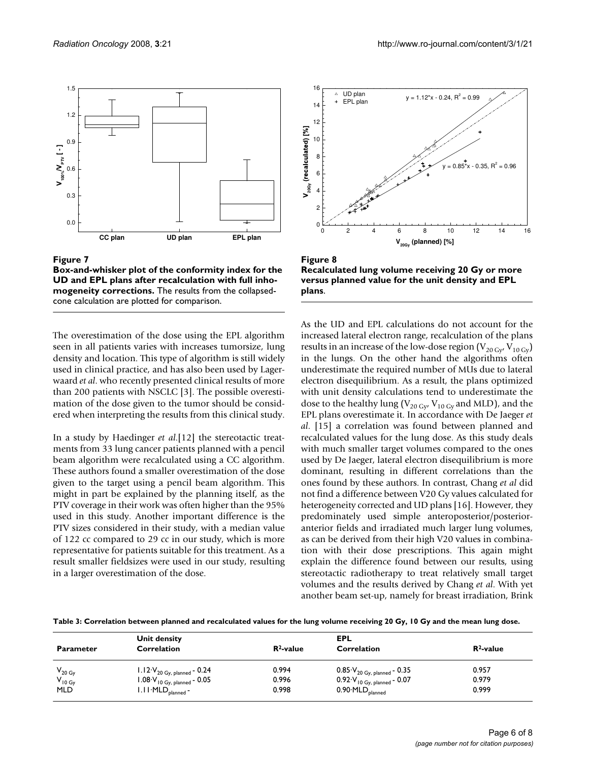**Figure 7**
**Box-and-whisker plot of the conformity index for the UD and EPL plans after recalculation with full inhomogeneity corrections.** The results from the collapsed-cone calculation are plotted for comparison.

**Figure 8**
**Recalculated lung volume receiving 20 Gy or more versus planned value for the unit density and EPL plans**.

The overestimation of the dose using the EPL algorithm seen in all patients varies with increases tumorsize, lung density and location. This type of algorithm is still widely used in clinical practice, and has also been used by Lagerwaard *et al*. who recently presented clinical results of more than 200 patients with NSCLC [3]. The possible overestimation of the dose given to the tumor should be considered when interpreting the results from this clinical study.

In a study by Haedinger *et al*.[12] the stereotactic treatments from 33 lung cancer patients planned with a pencil beam algorithm were recalculated using a CC algorithm. These authors found a smaller overestimation of the dose given to the target using a pencil beam algorithm. This might in part be explained by the planning itself, as the PTV coverage in their work was often higher than the 95% used in this study. Another important difference is the PTV sizes considered in their study, with a median value of 122 cc compared to 29 cc in our study, which is more representative for patients suitable for this treatment. As a result smaller fieldsizes were used in our study, resulting in a larger overestimation of the dose.

As the UD and EPL calculations do not account for the increased lateral electron range, recalculation of the plans results in an increase of the low-dose region ($V_{20\,Gy}$, $V_{10\,Gy}$) in the lungs. On the other hand the algorithms often underestimate the required number of MUs due to lateral electron disequilibrium. As a result, the plans optimized with unit density calculations tend to underestimate the dose to the healthy lung ($V_{20\,Gy}$, $V_{10\,Gy}$ and MLD), and the EPL plans overestimate it. In accordance with De Jaeger *et al*. [15] a correlation was found between planned and recalculated values for the lung dose. As this study deals with much smaller target volumes compared to the ones used by De Jaeger, lateral electron disequilibrium is more dominant, resulting in different correlations than the ones found by these authors. In contrast, Chang *et al* did not find a difference between V20 Gy values calculated for heterogeneity corrected and UD plans [16]. However, they predominately used simple anteroposterior/posterior-anterior fields and irradiated much larger lung volumes, as can be derived from their high V20 values in combination with their dose prescriptions. This again might explain the difference found between our results, using stereotactic radiotherapy to treat relatively small target volumes and the results derived by Chang *et al*. With yet another beam set-up, namely for breast irradiation, Brink

**Table 3: Correlation between planned and recalculated values for the lung volume receiving 20 Gy, 10 Gy and the mean lung dose.**

| Parameter | Unit density Correlation | $R^2$-value | EPL Correlation | $R^2$-value |
|---|---|---|---|---|
| $V_{20\,Gy}$ | $1.12 \cdot V_{20\,Gy,\,planned} - 0.24$ | 0.994 | $0.85 \cdot V_{20\,Gy,\,planned} - 0.35$ | 0.957 |
| $V_{10\,Gy}$ | $1.08 \cdot V_{10\,Gy,\,planned} - 0.05$ | 0.996 | $0.92 \cdot V_{10\,Gy,\,planned} - 0.07$ | 0.979 |
| MLD | $1.11 \cdot MLD_{planned}$ - | 0.998 | $0.90 \cdot MLD_{planned}$ | 0.999 |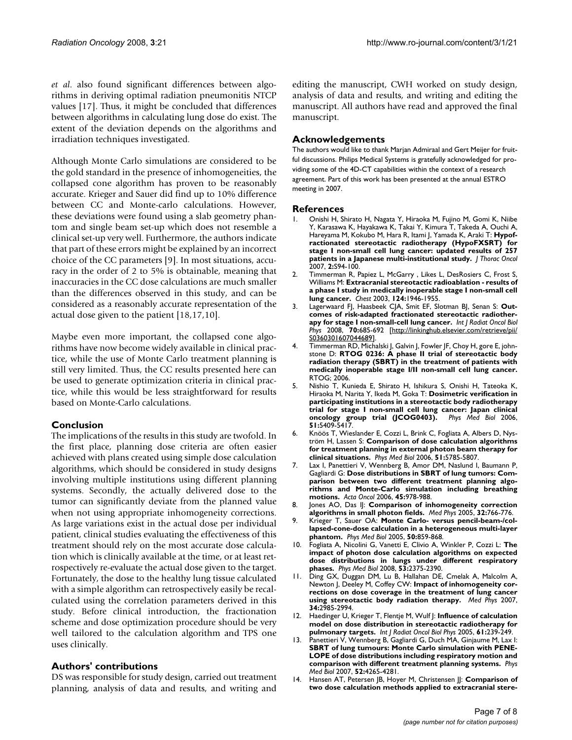*et al*. also found significant differences between algorithms in deriving optimal radiation pneumonitis NTCP values [17]. Thus, it might be concluded that differences between algorithms in calculating lung dose do exist. The extent of the deviation depends on the algorithms and irradiation techniques investigated.

Although Monte Carlo simulations are considered to be the gold standard in the presence of inhomogeneities, the collapsed cone algorithm has proven to be reasonably accurate. Krieger and Sauer did find up to 10% difference between CC and Monte-carlo calculations. However, these deviations were found using a slab geometry phantom and single beam set-up which does not resemble a clinical set-up very well. Furthermore, the authors indicate that part of these errors might be explained by an incorrect choice of the CC parameters [9]. In most situations, accuracy in the order of 2 to 5% is obtainable, meaning that inaccuracies in the CC dose calculations are much smaller than the differences observed in this study, and can be considered as a reasonably accurate representation of the actual dose given to the patient [18,17,10].

Maybe even more important, the collapsed cone algorithms have now become widely available in clinical practice, while the use of Monte Carlo treatment planning is still very limited. Thus, the CC results presented here can be used to generate optimization criteria in clinical practice, while this would be less straightforward for results based on Monte-Carlo calculations.

## Conclusion

The implications of the results in this study are twofold. In the first place, planning dose criteria are often easier achieved with plans created using simple dose calculation algorithms, which should be considered in study designs involving multiple institutions using different planning systems. Secondly, the actually delivered dose to the tumor can significantly deviate from the planned value when not using appropriate inhomogeneity corrections. As large variations exist in the actual dose per individual patient, clinical studies evaluating the effectiveness of this treatment should rely on the most accurate dose calculation which is clinically available at the time, or at least retrospectively re-evaluate the actual dose given to the target. Fortunately, the dose to the healthy lung tissue calculated with a simple algorithm can retrospectively easily be recalculated using the correlation parameters derived in this study. Before clinical introduction, the fractionation scheme and dose optimization procedure should be very well tailored to the calculation algorithm and TPS one uses clinically.

## Authors' contributions

DS was responsible for study design, carried out treatment planning, analysis of data and results, and writing and editing the manuscript, CWH worked on study design, analysis of data and results, and writing and editing the manuscript. All authors have read and approved the final manuscript.

## Acknowledgements

The authors would like to thank Marjan Admiraal and Gert Meijer for fruitful discussions. Philips Medical Systems is gratefully acknowledged for providing some of the 4D-CT capabilities within the context of a research agreement. Part of this work has been presented at the annual ESTRO meeting in 2007.

## References

1. Onishi H, Shirato H, Nagata Y, Hiraoka M, Fujino M, Gomi K, Niibe Y, Karasawa K, Hayakawa K, Takai Y, Kimura T, Takeda A, Ouchi A, Hareyama M, Kokubo M, Hara R, Itami J, Yamada K, Araki T: **Hypofractionated stereotactic radiotherapy (HypoFXSRT) for stage I non-small cell lung cancer: updated results of 257 patients in a Japanese multi-institutional study.** *J Thorac Oncol* 2007, **2:**S94-100.
2. Timmerman R, Papiez L, McGarry , Likes L, DesRosiers C, Frost S, Williams M: **Extracranial stereotactic radioablation - results of a phase I study in medically inoperable stage I non-small cell lung cancer.** *Chest* 2003, **124:**1946-1955.
3. Lagerwaard FJ, Haasbeek CJA, Smit EF, Slotman BJ, Senan S: **Outcomes of risk-adapted fractionated stereotactic radiotherapy for stage I non-small-cell lung cancer.** *Int J Radiat Oncol Biol Phys* 2008, **70:**685-692 [http://linkinghub.elsevier.com/retrieve/pii/S0360301607044689].
4. Timmerman RD, Michalski J, Galvin J, Fowler JF, Choy H, gore E, johnstone D: **RTOG 0236: A phase II trial of stereotactic body radiation therapy (SBRT) in the treatment of patients with medically inoperable stage I/II non-small cell lung cancer.** RTOG; 2006.
5. Nishio T, Kunieda E, Shirato H, Ishikura S, Onishi H, Tateoka K, Hiraoka M, Narita Y, Ikeda M, Goka T: **Dosimetric verification in participating institutions in a stereotactic body radiotherapy trial for stage I non-small cell lung cancer: Japan clinical oncology group trial (JCOG0403).** *Phys Med Biol* 2006, **51:**5409-5417.
6. Knöös T, Wieslander E, Cozzi L, Brink C, Fogliata A, Albers D, Nyström H, Lassen S: **Comparison of dose calculation algorithms for treatment planning in external photon beam therapy for clinical situations.** *Phys Med Biol* 2006, **51:**5785-5807.
7. Lax I, Panettieri V, Wennberg B, Amor DM, Naslund I, Baumann P, Gagliardi G: **Dose distributions in SBRT of lung tumors: Comparison between two different treatment planning algorithms and Monte-Carlo simulation including breathing motions.** *Acta Oncol* 2006, **45:**978-988.
8. Jones AO, Das IJ: **Comparison of inhomogeneity correction algorithms in small photon fields.** *Med Phys* 2005, **32:**766-776.
9. Krieger T, Sauer OA: **Monte Carlo- versus pencil-beam-/collapsed-cone-dose calculation in a heterogeneous multi-layer phantom.** *Phys Med Biol* 2005, **50:**859-868.
10. Fogliata A, Nicolini G, Vanetti E, Clivio A, Winkler P, Cozzi L: **The impact of photon dose calculation algorithms on expected dose distributions in lungs under different respiratory phases.** *Phys Med Biol* 2008, **53:**2375-2390.
11. Ding GX, Duggan DM, Lu B, Hallahan DE, Cmelak A, Malcolm A, Newton J, Deeley M, Coffey CW: **Impact of inhomogeneity corrections on dose coverage in the treatment of lung cancer using stereotactic body radiation therapy.** *Med Phys* 2007, **34:**2985-2994.
12. Haedinger U, Krieger T, Flentje M, Wulf J: **Influence of calculation model on dose distribution in stereotactic radiotherapy for pulmonary targets.** *Int J Radiat Oncol Biol Phys* 2005, **61:**239-249.
13. Panettieri V, Wennberg B, Gagliardi G, Duch MA, Ginjaume M, Lax I: **SBRT of lung tumours: Monte Carlo simulation with PENELOPE of dose distributions including respiratory motion and comparison with different treatment planning systems.** *Phys Med Biol* 2007, **52:**4265-4281.
14. Hansen AT, Petersen JB, Hoyer M, Christensen JJ: **Comparison of two dose calculation methods applied to extracranial stere-**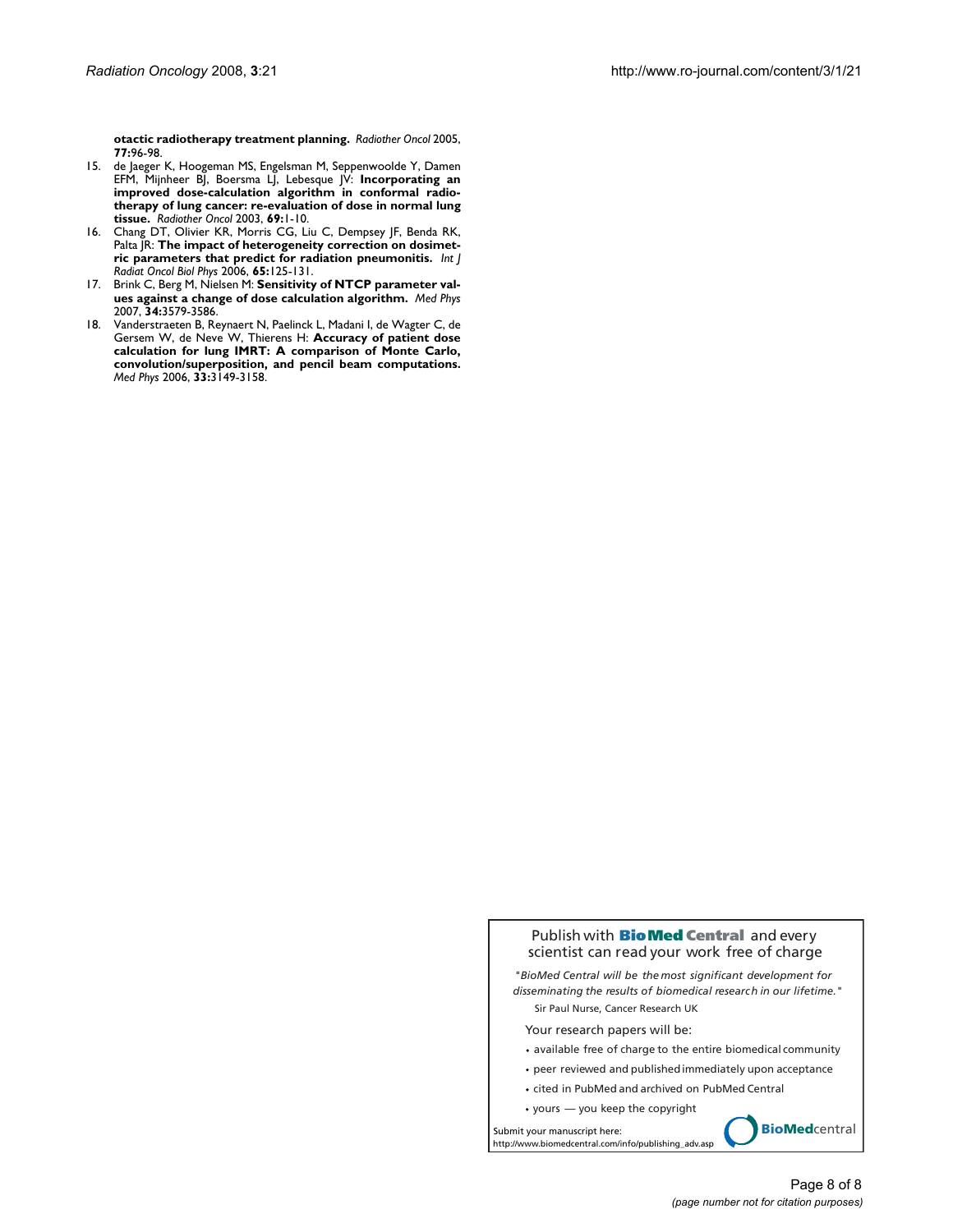otactic radiotherapy treatment planning. *Radiother Oncol* 2005, **77:**96-98.

15. de Jaeger K, Hoogeman MS, Engelsman M, Seppenwoolde Y, Damen EFM, Mijnheer BJ, Boersma LJ, Lebesque JV: **Incorporating an improved dose-calculation algorithm in conformal radiotherapy of lung cancer: re-evaluation of dose in normal lung tissue.** *Radiother Oncol* 2003, **69:**1-10.
16. Chang DT, Olivier KR, Morris CG, Liu C, Dempsey JF, Benda RK, Palta JR: **The impact of heterogeneity correction on dosimetric parameters that predict for radiation pneumonitis.** *Int J Radiat Oncol Biol Phys* 2006, **65:**125-131.
17. Brink C, Berg M, Nielsen M: **Sensitivity of NTCP parameter values against a change of dose calculation algorithm.** *Med Phys* 2007, **34:**3579-3586.
18. Vanderstraeten B, Reynaert N, Paelinck L, Madani I, de Wagter C, de Gersem W, de Neve W, Thierens H: **Accuracy of patient dose calculation for lung IMRT: A comparison of Monte Carlo, convolution/superposition, and pencil beam computations.** *Med Phys* 2006, **33:**3149-3158.

Publish with **BioMed Central** and every scientist can read your work free of charge

*"BioMed Central will be the most significant development for disseminating the results of biomedical research in our lifetime."*

Sir Paul Nurse, Cancer Research UK

Your research papers will be:

- available free of charge to the entire biomedical community
- peer reviewed and published immediately upon acceptance
- cited in PubMed and archived on PubMed Central
- yours — you keep the copyright

Submit your manuscript here:
http://www.biomedcentral.com/info/publishing_adv.asp

**BioMed**central